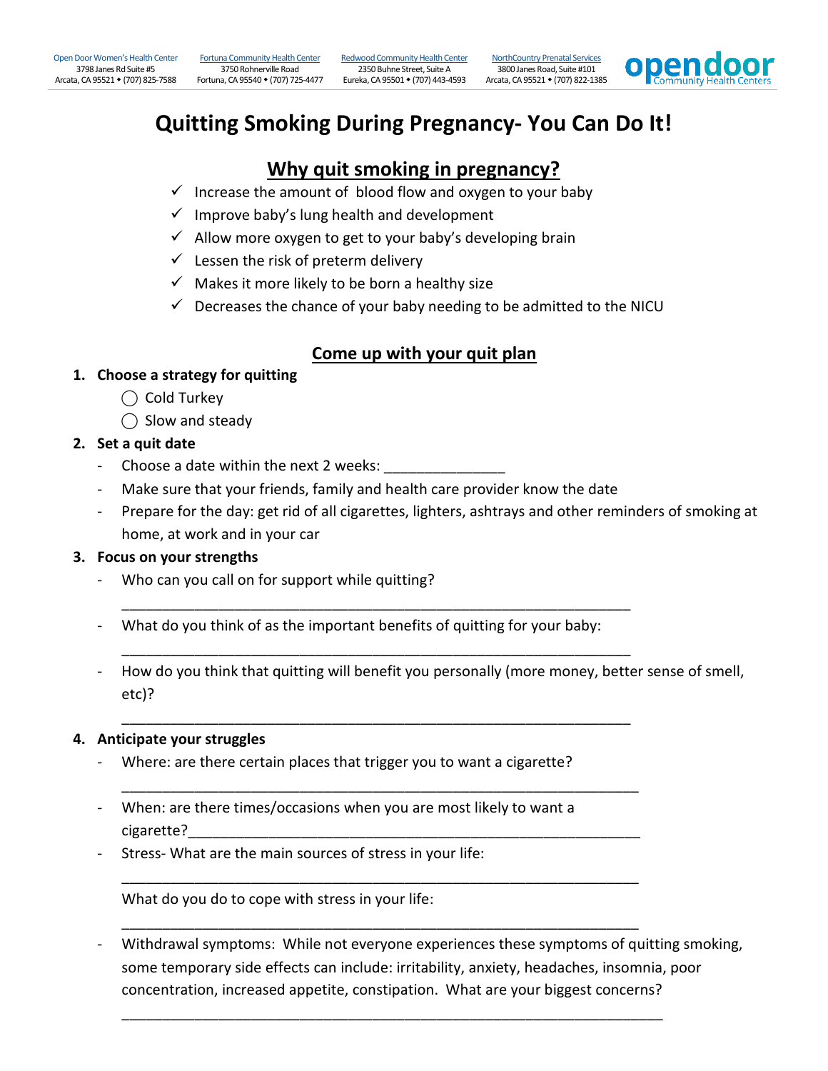Open Door Women's Health Center
3798 Janes Rd Suite #5
Arcata, CA 95521 • (707) 825-7588

Fortuna Community Health Center
3750 Rohnerville Road
Fortuna, CA 95540 • (707) 725-4477

Redwood Community Health Center
2350 Buhne Street, Suite A
Eureka, CA 95501 • (707) 443-4593

NorthCountry Prenatal Services
3800 Janes Road, Suite #101
Arcata, CA 95521 • (707) 822-1385

opendoor Community Health Centers

# Quitting Smoking During Pregnancy- You Can Do It!

## Why quit smoking in pregnancy?

- ✓ Increase the amount of blood flow and oxygen to your baby
- ✓ Improve baby's lung health and development
- ✓ Allow more oxygen to get to your baby's developing brain
- ✓ Lessen the risk of preterm delivery
- ✓ Makes it more likely to be born a healthy size
- ✓ Decreases the chance of your baby needing to be admitted to the NICU

## Come up with your quit plan

1. **Choose a strategy for quitting**
   - ◯ Cold Turkey
   - ◯ Slow and steady
2. **Set a quit date**
   - Choose a date within the next 2 weeks: _______________
   - Make sure that your friends, family and health care provider know the date
   - Prepare for the day: get rid of all cigarettes, lighters, ashtrays and other reminders of smoking at home, at work and in your car
3. **Focus on your strengths**
   - Who can you call on for support while quitting?

     _________________________________________________________________
   - What do you think of as the important benefits of quitting for your baby:

     _________________________________________________________________
   - How do you think that quitting will benefit you personally (more money, better sense of smell, etc)?

     _________________________________________________________________
4. **Anticipate your struggles**
   - Where: are there certain places that trigger you to want a cigarette?

     _________________________________________________________________
   - When: are there times/occasions when you are most likely to want a cigarette?_________________________________________________________
   - Stress- What are the main sources of stress in your life:

     _________________________________________________________________

     What do you do to cope with stress in your life:

     _________________________________________________________________
   - Withdrawal symptoms: While not everyone experiences these symptoms of quitting smoking, some temporary side effects can include: irritability, anxiety, headaches, insomnia, poor concentration, increased appetite, constipation. What are your biggest concerns?

     _____________________________________________________________________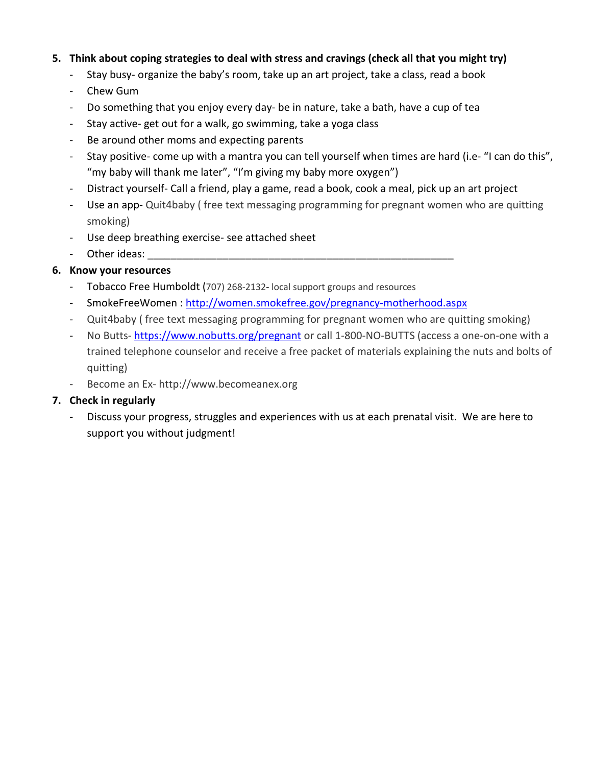5. **Think about coping strategies to deal with stress and cravings (check all that you might try)**
   - Stay busy- organize the baby's room, take up an art project, take a class, read a book
   - Chew Gum
   - Do something that you enjoy every day- be in nature, take a bath, have a cup of tea
   - Stay active- get out for a walk, go swimming, take a yoga class
   - Be around other moms and expecting parents
   - Stay positive- come up with a mantra you can tell yourself when times are hard (i.e- "I can do this", "my baby will thank me later", "I'm giving my baby more oxygen")
   - Distract yourself- Call a friend, play a game, read a book, cook a meal, pick up an art project
   - Use an app- Quit4baby ( free text messaging programming for pregnant women who are quitting smoking)
   - Use deep breathing exercise- see attached sheet
   - Other ideas: ____________________________________________________

6. **Know your resources**
   - Tobacco Free Humboldt (707) 268-2132- local support groups and resources
   - SmokeFreeWomen : http://women.smokefree.gov/pregnancy-motherhood.aspx
   - Quit4baby ( free text messaging programming for pregnant women who are quitting smoking)
   - No Butts- https://www.nobutts.org/pregnant or call 1-800-NO-BUTTS (access a one-on-one with a trained telephone counselor and receive a free packet of materials explaining the nuts and bolts of quitting)
   - Become an Ex- http://www.becomeanex.org

7. **Check in regularly**
   - Discuss your progress, struggles and experiences with us at each prenatal visit. We are here to support you without judgment!